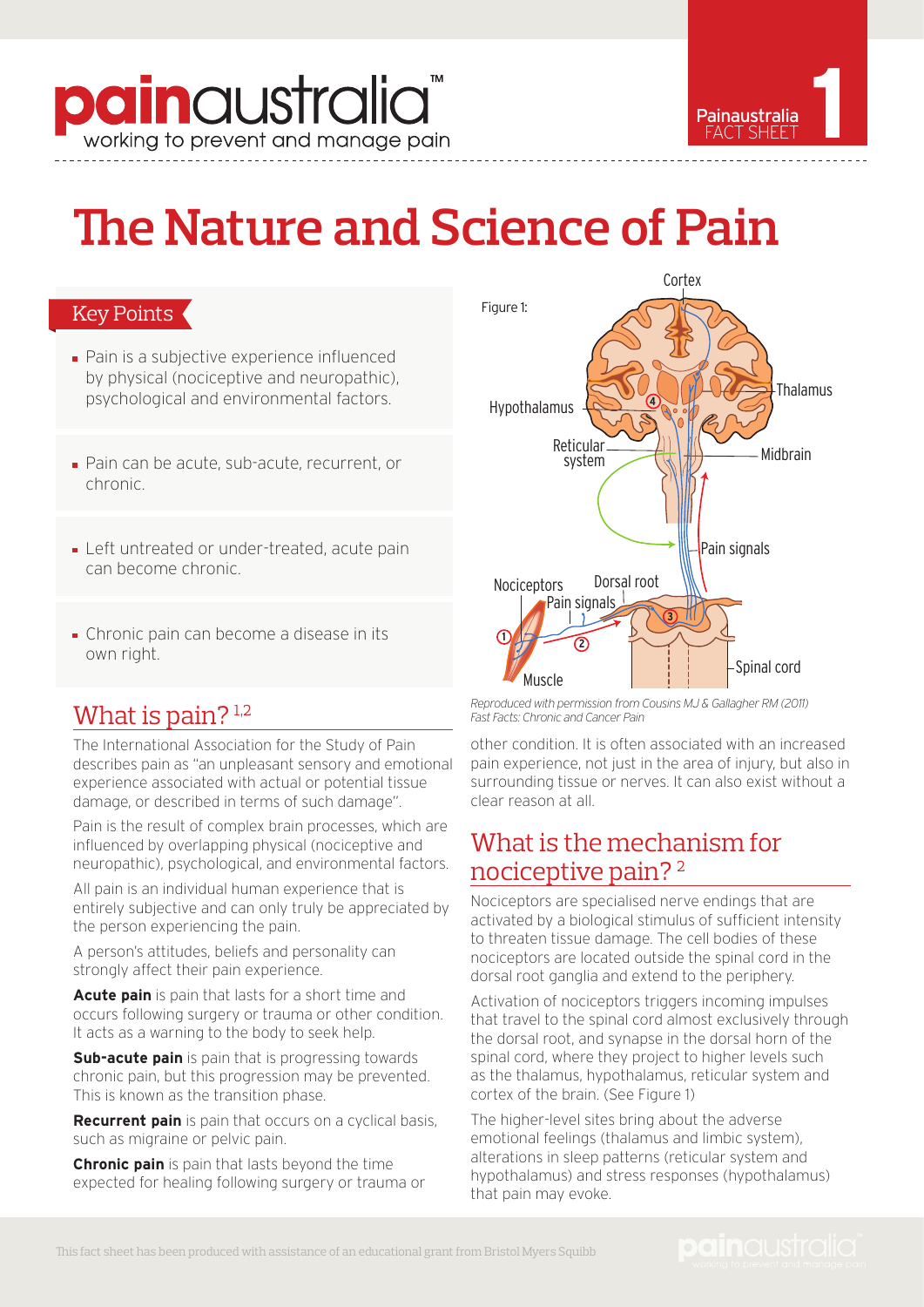# The Nature and Science of Pain

## Key Points

- Pain is a subjective experience influenced by physical (nociceptive and neuropathic), psychological and environmental factors.
- Pain can be acute, sub-acute, recurrent, or chronic.
- Left untreated or under-treated, acute pain can become chronic.
- Chronic pain can become a disease in its own right.

## What is pain? [1,2]

The International Association for the Study of Pain describes pain as "an unpleasant sensory and emotional experience associated with actual or potential tissue damage, or described in terms of such damage".

Pain is the result of complex brain processes, which are influenced by overlapping physical (nociceptive and neuropathic), psychological, and environmental factors.

All pain is an individual human experience that is entirely subjective and can only truly be appreciated by the person experiencing the pain.

A person's attitudes, beliefs and personality can strongly affect their pain experience.

**Acute pain** is pain that lasts for a short time and occurs following surgery or trauma or other condition. It acts as a warning to the body to seek help.

**Sub-acute pain** is pain that is progressing towards chronic pain, but this progression may be prevented. This is known as the transition phase.

**Recurrent pain** is pain that occurs on a cyclical basis, such as migraine or pelvic pain.

**Chronic pain** is pain that lasts beyond the time expected for healing following surgery or trauma or other condition. It is often associated with an increased pain experience, not just in the area of injury, but also in surrounding tissue or nerves. It can also exist without a clear reason at all.

Figure 1:

*Reproduced with permission from Cousins MJ & Gallagher RM (2011) Fast Facts: Chronic and Cancer Pain*

## What is the mechanism for nociceptive pain? [2]

Nociceptors are specialised nerve endings that are activated by a biological stimulus of sufficient intensity to threaten tissue damage. The cell bodies of these nociceptors are located outside the spinal cord in the dorsal root ganglia and extend to the periphery.

Activation of nociceptors triggers incoming impulses that travel to the spinal cord almost exclusively through the dorsal root, and synapse in the dorsal horn of the spinal cord, where they project to higher levels such as the thalamus, hypothalamus, reticular system and cortex of the brain. (See Figure 1)

The higher-level sites bring about the adverse emotional feelings (thalamus and limbic system), alterations in sleep patterns (reticular system and hypothalamus) and stress responses (hypothalamus) that pain may evoke.

This fact sheet has been produced with assistance of an educational grant from Bristol Myers Squibb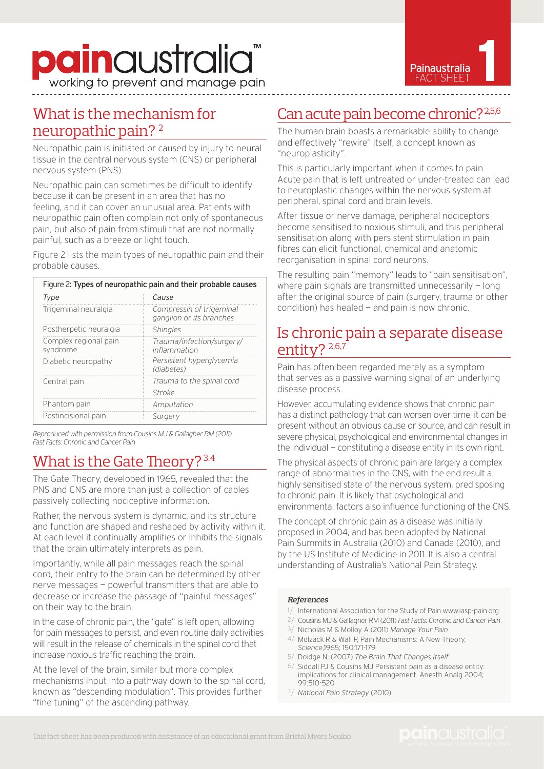## What is the mechanism for neuropathic pain? [2]

Neuropathic pain is initiated or caused by injury to neural tissue in the central nervous system (CNS) or peripheral nervous system (PNS).

Neuropathic pain can sometimes be difficult to identify because it can be present in an area that has no feeling, and it can cover an unusual area. Patients with neuropathic pain often complain not only of spontaneous pain, but also of pain from stimuli that are not normally painful, such as a breeze or light touch.

Figure 2 lists the main types of neuropathic pain and their probable causes.

Figure 2: **Types of neuropathic pain and their probable causes**

| *Type* | *Cause* |
| --- | --- |
| Trigeminal neuralgia | *Compressin of trigeminal ganglion or its branches* |
| Postherpetic neuralgia | *Shingles* |
| Complex regional pain syndrome | *Trauma/infection/surgery/ inflammation* |
| Diabetic neuropathy | *Persistent hyperglycemia (diabetes)* |
| Central pain | *Trauma to the spinal cord* |
| | *Stroke* |
| Phantom pain | *Amputation* |
| Postincisional pain | *Surgery* |

*Reproduced with permission from Cousins MJ & Gallagher RM (2011) Fast Facts: Chronic and Cancer Pain*

## What is the Gate Theory? [3,4]

The Gate Theory, developed in 1965, revealed that the PNS and CNS are more than just a collection of cables passively collecting nociceptive information.

Rather, the nervous system is dynamic, and its structure and function are shaped and reshaped by activity within it. At each level it continually amplifies or inhibits the signals that the brain ultimately interprets as pain.

Importantly, while all pain messages reach the spinal cord, their entry to the brain can be determined by other nerve messages – powerful transmitters that are able to decrease or increase the passage of "painful messages" on their way to the brain.

In the case of chronic pain, the "gate" is left open, allowing for pain messages to persist, and even routine daily activities will result in the release of chemicals in the spinal cord that increase noxious traffic reaching the brain.

At the level of the brain, similar but more complex mechanisms input into a pathway down to the spinal cord, known as "descending modulation". This provides further "fine tuning" of the ascending pathway.

## Can acute pain become chronic? [2,5,6]

The human brain boasts a remarkable ability to change and effectively "rewire" itself, a concept known as "neuroplasticity".

This is particularly important when it comes to pain. Acute pain that is left untreated or under-treated can lead to neuroplastic changes within the nervous system at peripheral, spinal cord and brain levels.

After tissue or nerve damage, peripheral nociceptors become sensitised to noxious stimuli, and this peripheral sensitisation along with persistent stimulation in pain fibres can elicit functional, chemical and anatomic reorganisation in spinal cord neurons.

The resulting pain "memory" leads to "pain sensitisation", where pain signals are transmitted unnecessarily – long after the original source of pain (surgery, trauma or other condition) has healed – and pain is now chronic.

## Is chronic pain a separate disease entity? [2,6,7]

Pain has often been regarded merely as a symptom that serves as a passive warning signal of an underlying disease process.

However, accumulating evidence shows that chronic pain has a distinct pathology that can worsen over time, it can be present without an obvious cause or source, and can result in severe physical, psychological and environmental changes in the individual – constituting a disease entity in its own right.

The physical aspects of chronic pain are largely a complex range of abnormalities in the CNS, with the end result a highly sensitised state of the nervous system, predisposing to chronic pain. It is likely that psychological and environmental factors also influence functioning of the CNS.

The concept of chronic pain as a disease was initially proposed in 2004, and has been adopted by National Pain Summits in Australia (2010) and Canada (2010), and by the US Institute of Medicine in 2011. It is also a central understanding of Australia's National Pain Strategy.

### *References*

1/ International Association for the Study of Pain www.iasp-pain.org
2/ Cousins MJ & Gallagher RM (2011) *Fast Facts: Chronic and Cancer Pain*
3/ Nicholas M & Molloy A (2011) *Manage Your Pain*
4/ Melzack R & Wall P, Pain Mechanisms: A New Theory, *Science*,1965; 150:171-179
5/ Doidge N. (2007) *The Brain That Changes Itself*
6/ Siddall PJ & Cousins MJ Persistent pain as a disease entity: implications for clinical management. Anesth Analg 2004; 99:510-520
7/ *National Pain Strategy* (2010)

This fact sheet has been produced with assistance of an educational grant from Bristol Myers Squibb